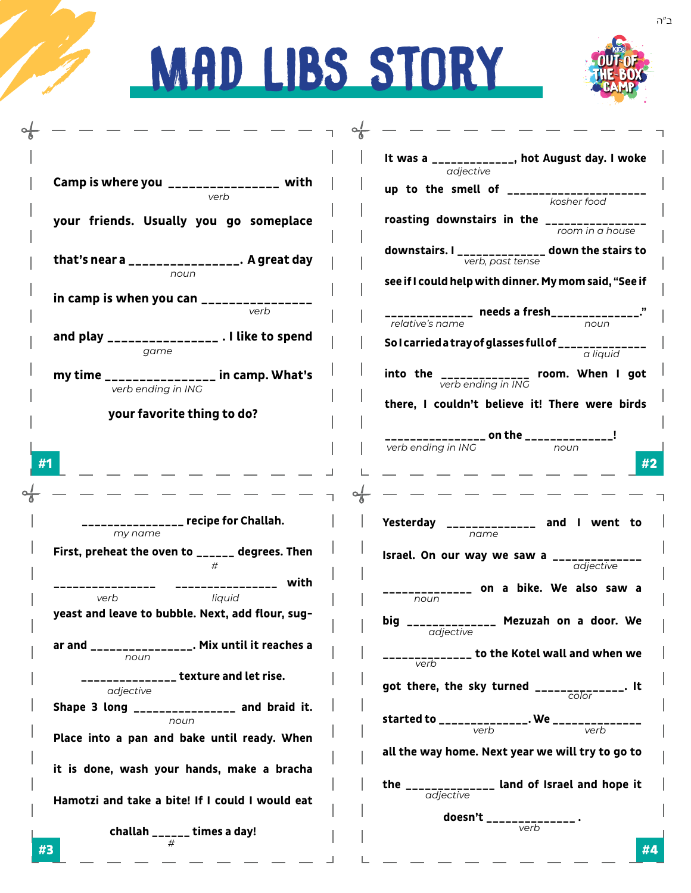ב"ה

# MAD LIBS STORY

KIDS OUT-OF-THE-BOX CAMP

## #1

Camp is where you ________________ with
*verb*

your friends. Usually you go someplace that's near a ________________. A great day
*noun*

in camp is when you can ________________
*verb*

and play ________________. I like to spend
*game*

my time ________________ in camp. What's
*verb ending in ING*

your favorite thing to do?

## #2

It was a _____________, hot August day. I woke
*adjective*

up to the smell of ______________________
*kosher food*

roasting downstairs in the ________________
*room in a house*

downstairs. I ______________ down the stairs to
*verb, past tense*

see if I could help with dinner. My mom said, "See if

______________ needs a fresh______________."
*relative's name* *noun*

So I carried a tray of glasses full of ______________
*a liquid*

into the ______________ room. When I got
*verb ending in ING*

there, I couldn't believe it! There were birds

________________ on the ______________!
*verb ending in ING* *noun*

## #3

________________ recipe for Challah.
*my name*

First, preheat the oven to ______ degrees. Then
*#*

________________ ________________ with
*verb* *liquid*

yeast and leave to bubble. Next, add flour, sugar and ________________. Mix until it reaches a
*noun*

_______________ texture and let rise.
*adjective*

Shape 3 long ________________ and braid it.
*noun*

Place into a pan and bake until ready. When it is done, wash your hands, make a bracha Hamotzi and take a bite! If I could I would eat

challah ______ times a day!
*#*

## #4

Yesterday ______________ and I went to
*name*

Israel. On our way we saw a ______________
*adjective*

______________ on a bike. We also saw a
*noun*

big ______________ Mezuzah on a door. We
*adjective*

______________ to the Kotel wall and when we
*verb*

got there, the sky turned ______________. It
*color*

started to ______________. We ______________
*verb* *verb*

all the way home. Next year we will try to go to

the ______________ land of Israel and hope it
*adjective*

doesn't ______________.
*verb*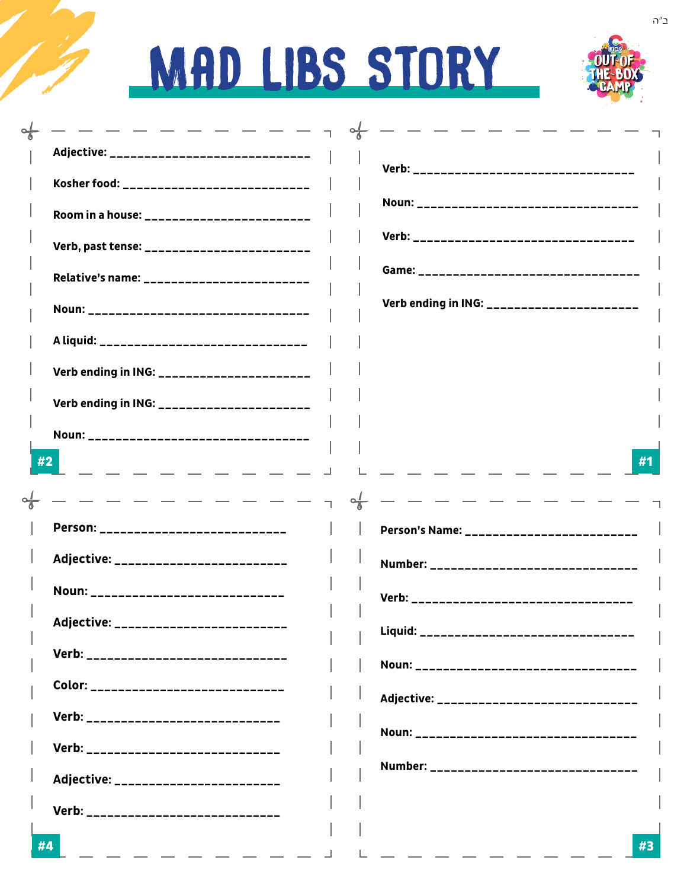# MAD LIBS STORY

**#1**

**Verb:** ________________________________

**Noun:** ________________________________

**Verb:** ________________________________

**Game:** ________________________________

**Verb ending in ING:** ______________________

**#2**

**Adjective:** ____________________________

**Kosher food:** __________________________

**Room in a house:** _______________________

**Verb, past tense:** _______________________

**Relative's name:** _______________________

**Noun:** ________________________________

**A liquid:** ______________________________

**Verb ending in ING:** ______________________

**Verb ending in ING:** ______________________

**Noun:** ________________________________

**#3**

**Person's Name:** _________________________

**Number:** _______________________________

**Verb:** ________________________________

**Liquid:** _______________________________

**Noun:** ________________________________

**Adjective:** _____________________________

**Noun:** ________________________________

**Number:** _______________________________

**#4**

**Person:** ___________________________

**Adjective:** _________________________

**Noun:** ____________________________

**Adjective:** _________________________

**Verb:** _____________________________

**Color:** ____________________________

**Verb:** _____________________________

**Verb:** _____________________________

**Adjective:** _________________________

**Verb:** _____________________________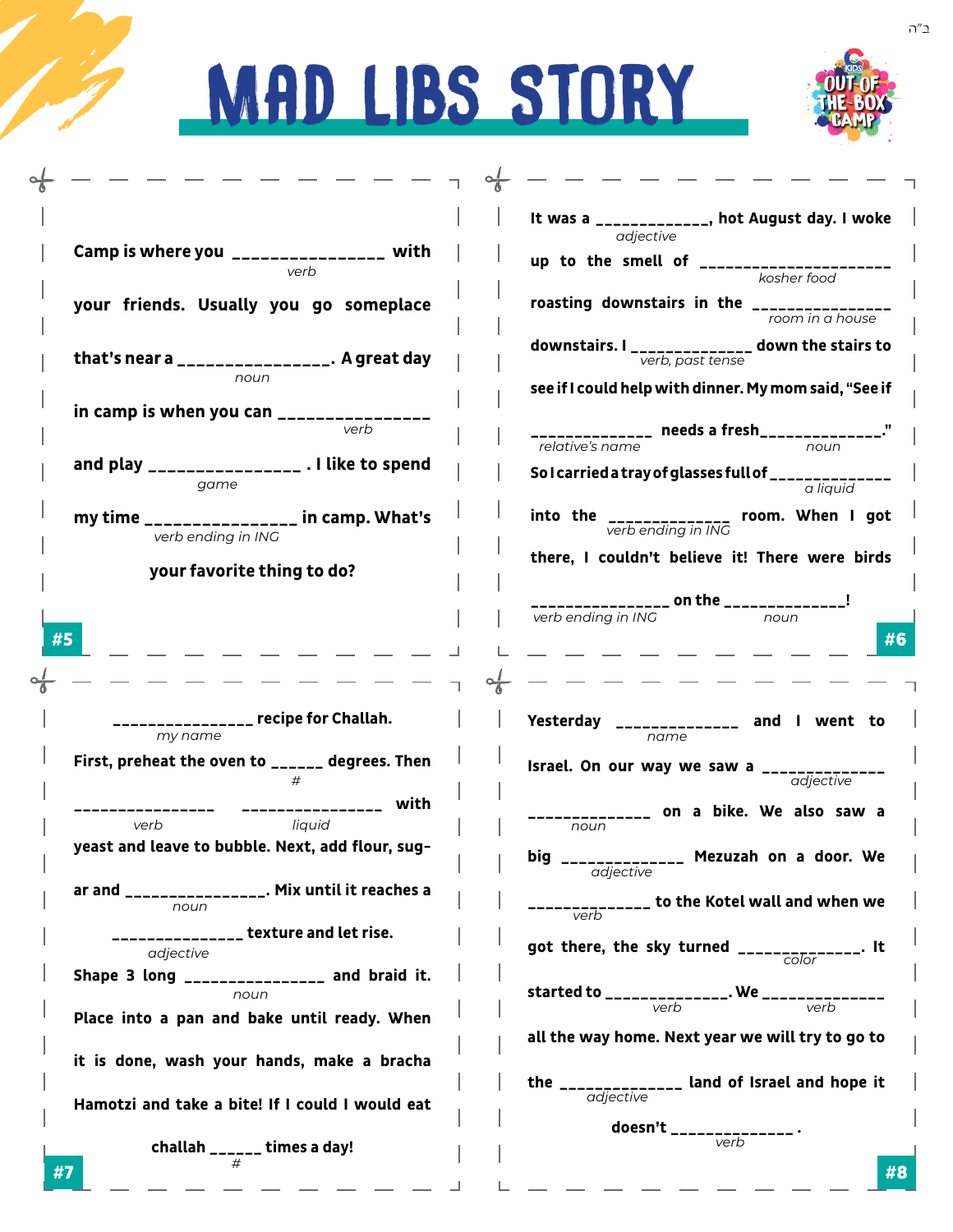ב"ה

# MAD LIBS STORY

Camp is where you ________________ (verb) with your friends. Usually you go someplace that's near a ________________ (noun). A great day in camp is when you can ________________ (verb) and play ________________ (game). I like to spend my time ________________ (verb ending in ING) in camp. What's your favorite thing to do?

#5

It was a _____________ (adjective), hot August day. I woke up to the smell of ______________________ (kosher food) roasting downstairs in the ________________ (room in a house) downstairs. I _____________ (verb, past tense) down the stairs to see if I could help with dinner. My mom said, "See if _____________ (relative's name) needs a fresh_____________ (noun)." So I carried a tray of glasses full of _____________ (a liquid) into the _____________ (verb ending in ING) room. When I got there, I couldn't believe it! There were birds _______________ (verb ending in ING) on the _____________ (noun)!

#6

_______________ (my name) recipe for Challah.

First, preheat the oven to ______ (#) degrees. Then _______________ (verb) _______________ (liquid) with yeast and leave to bubble. Next, add flour, sugar and _______________ (noun). Mix until it reaches a _______________ (adjective) texture and let rise. Shape 3 long _______________ (noun) and braid it. Place into a pan and bake until ready. When it is done, wash your hands, make a bracha Hamotzi and take a bite! If I could I would eat challah ______ (#) times a day!

#7

Yesterday _____________ (name) and I went to Israel. On our way we saw a _____________ (adjective) _____________ (noun) on a bike. We also saw a big _____________ (adjective) Mezuzah on a door. We _____________ (verb) to the Kotel wall and when we got there, the sky turned _____________ (color). It started to _____________ (verb). We _____________ (verb) all the way home. Next year we will try to go to the _____________ (adjective) land of Israel and hope it doesn't _____________ (verb).

#8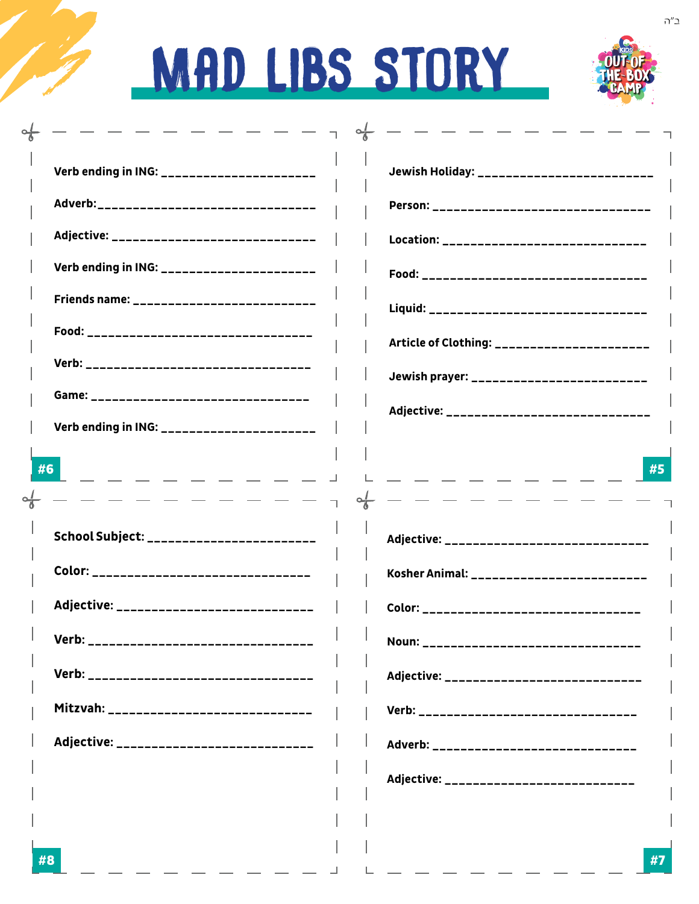# MAD LIBS STORY

## #6

Verb ending in ING: ______________________

Adverb:________________________________

Adjective: ______________________________

Verb ending in ING: ______________________

Friends name: ___________________________

Food: __________________________________

Verb: __________________________________

Game: _________________________________

Verb ending in ING: ______________________

## #5

Jewish Holiday: __________________________

Person: ________________________________

Location: ______________________________

Food: _________________________________

Liquid: ________________________________

Article of Clothing: ______________________

Jewish prayer: ___________________________

Adjective: _____________________________

## #8

School Subject: __________________________

Color: _________________________________

Adjective: ______________________________

Verb: _________________________________

Verb: _________________________________

Mitzvah: _______________________________

Adjective: ______________________________

## #7

Adjective: ______________________________

Kosher Animal: ___________________________

Color: _________________________________

Noun: _________________________________

Adjective: ______________________________

Verb: _________________________________

Adverb: ________________________________

Adjective: ______________________________